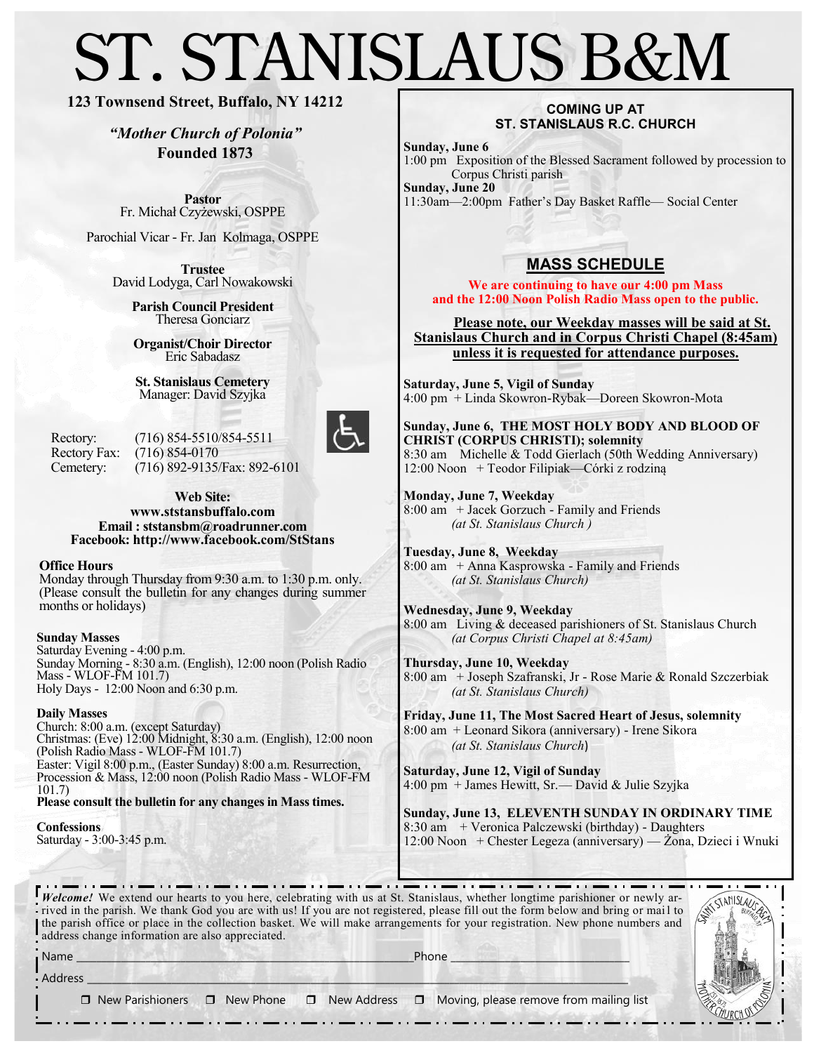# ST. STANISLAUS B&M

**123 Townsend Street, Buffalo, NY 14212**

***"Mother Church of Polonia"***
**Founded 1873**

**Pastor**
Fr. Michał Czyżewski, OSPPE

Parochial Vicar - Fr. Jan Kolmaga, OSPPE

**Trustee**
David Lodyga, Carl Nowakowski

**Parish Council President**
Theresa Gonciarz

**Organist/Choir Director**
Eric Sabadasz

**St. Stanislaus Cemetery**
Manager: David Szyjka

Rectory: (716) 854-5510/854-5511
Rectory Fax: (716) 854-0170
Cemetery: (716) 892-9135/Fax: 892-6101

**Web Site:**
**www.ststansbuffalo.com**
**Email : ststansbm@roadrunner.com**
**Facebook: http://www.facebook.com/StStans**

**Office Hours**
Monday through Thursday from 9:30 a.m. to 1:30 p.m. only. (Please consult the bulletin for any changes during summer months or holidays)

**Sunday Masses**
Saturday Evening - 4:00 p.m.
Sunday Morning - 8:30 a.m. (English), 12:00 noon (Polish Radio Mass - WLOF-FM 101.7)
Holy Days - 12:00 Noon and 6:30 p.m.

**Daily Masses**
Church: 8:00 a.m. (except Saturday)
Christmas: (Eve) 12:00 Midnight, 8:30 a.m. (English), 12:00 noon (Polish Radio Mass - WLOF-FM 101.7)
Easter: Vigil 8:00 p.m., (Easter Sunday) 8:00 a.m. Resurrection, Procession & Mass, 12:00 noon (Polish Radio Mass - WLOF-FM 101.7)
**Please consult the bulletin for any changes in Mass times.**

**Confessions**
Saturday - 3:00-3:45 p.m.

**COMING UP AT ST. STANISLAUS R.C. CHURCH**

**Sunday, June 6**
1:00 pm Exposition of the Blessed Sacrament followed by procession to Corpus Christi parish
**Sunday, June 20**
11:30am—2:00pm Father's Day Basket Raffle— Social Center

## MASS SCHEDULE

**We are continuing to have our 4:00 pm Mass and the 12:00 Noon Polish Radio Mass open to the public.**

**Please note, our Weekday masses will be said at St. Stanislaus Church and in Corpus Christi Chapel (8:45am) unless it is requested for attendance purposes.**

**Saturday, June 5, Vigil of Sunday**
4:00 pm + Linda Skowron-Rybak—Doreen Skowron-Mota

**Sunday, June 6, THE MOST HOLY BODY AND BLOOD OF CHRIST (CORPUS CHRISTI); solemnity**
8:30 am Michelle & Todd Gierlach (50th Wedding Anniversary)
12:00 Noon + Teodor Filipiak—Córki z rodziną

**Monday, June 7, Weekday**
8:00 am + Jacek Gorzuch - Family and Friends
*(at St. Stanislaus Church )*

**Tuesday, June 8, Weekday**
8:00 am + Anna Kasprowska - Family and Friends
*(at St. Stanislaus Church)*

**Wednesday, June 9, Weekday**
8:00 am Living & deceased parishioners of St. Stanislaus Church
*(at Corpus Christi Chapel at 8:45am)*

**Thursday, June 10, Weekday**
8:00 am + Joseph Szafranski, Jr - Rose Marie & Ronald Szczerbiak
*(at St. Stanislaus Church)*

**Friday, June 11, The Most Sacred Heart of Jesus, solemnity**
8:00 am + Leonard Sikora (anniversary) - Irene Sikora
*(at St. Stanislaus Church)*

**Saturday, June 12, Vigil of Sunday**
4:00 pm + James Hewitt, Sr.— David & Julie Szyjka

**Sunday, June 13, ELEVENTH SUNDAY IN ORDINARY TIME**
8:30 am + Veronica Palczewski (birthday) - Daughters
12:00 Noon + Chester Legeza (anniversary) — Żona, Dzieci i Wnuki

***Welcome!*** We extend our hearts to you here, celebrating with us at St. Stanislaus, whether longtime parishioner or newly arrived in the parish. We thank God you are with us! If you are not registered, please fill out the form below and bring or mail to the parish office or place in the collection basket. We will make arrangements for your registration. New phone numbers and address change information are also appreciated.

Name ______________________________ Phone ______________________

Address ____________________________________________________

❒ New Parishioners ❒ New Phone ❒ New Address ❒ Moving, please remove from mailing list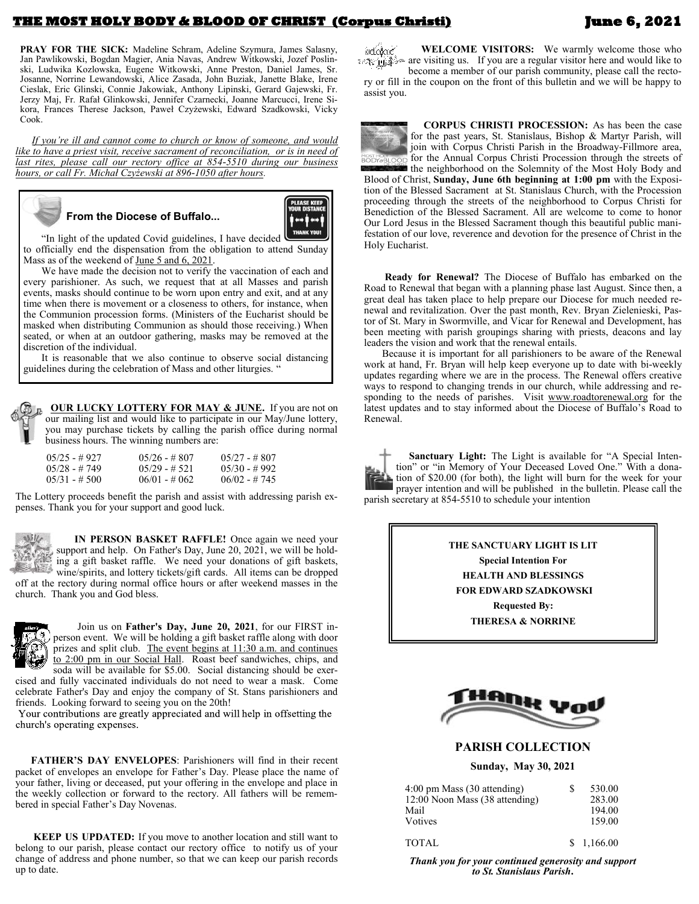# THE MOST HOLY BODY & BLOOD OF CHRIST (Corpus Christi) June 6, 2021

**PRAY FOR THE SICK:** Madeline Schram, Adeline Szymura, James Salasny, Jan Pawlikowski, Bogdan Magier, Ania Navas, Andrew Witkowski, Jozef Poslinski, Ludwika Kozlowska, Eugene Witkowski, Anne Preston, Daniel James, Sr. Josanne, Norrine Lewandowski, Alice Zasada, John Buziak, Janette Blake, Irene Cieslak, Eric Glinski, Connie Jakowiak, Anthony Lipinski, Gerard Gajewski, Fr. Jerzy Maj, Fr. Rafał Glinkowski, Jennifer Czarnecki, Joanne Marcucci, Irene Sikora, Frances Therese Jackson, Paweł Czyżewski, Edward Szadkowski, Vicky Cook.

*If you're ill and cannot come to church or know of someone, and would like to have a priest visit, receive sacrament of reconciliation, or is in need of last rites, please call our rectory office at 854-5510 during our business hours, or call Fr. Michał Czyżewski at 896-1050 after hours.*

**From the Diocese of Buffalo...**

PLEASE KEEP YOUR DISTANCE THANK YOU!

"In light of the updated Covid guidelines, I have decided to officially end the dispensation from the obligation to attend Sunday Mass as of the weekend of June 5 and 6, 2021.

We have made the decision not to verify the vaccination of each and every parishioner. As such, we request that at all Masses and parish events, masks should continue to be worn upon entry and exit, and at any time when there is movement or a closeness to others, for instance, when the Communion procession forms. (Ministers of the Eucharist should be masked when distributing Communion as should those receiving.) When seated, or when at an outdoor gathering, masks may be removed at the discretion of the individual.

It is reasonable that we also continue to observe social distancing guidelines during the celebration of Mass and other liturgies. "

**OUR LUCKY LOTTERY FOR MAY & JUNE.** If you are not on our mailing list and would like to participate in our May/June lottery, you may purchase tickets by calling the parish office during normal business hours. The winning numbers are:

| | | |
|---|---|---|
| 05/25 - # 927 | 05/26 - # 807 | 05/27 - # 807 |
| 05/28 - # 749 | 05/29 - # 521 | 05/30 - # 992 |
| 05/31 - # 500 | 06/01 - # 062 | 06/02 - # 745 |

The Lottery proceeds benefit the parish and assist with addressing parish expenses. Thank you for your support and good luck.

**IN PERSON BASKET RAFFLE!** Once again we need your support and help. On Father's Day, June 20, 2021, we will be holding a gift basket raffle. We need your donations of gift baskets, wine/spirits, and lottery tickets/gift cards. All items can be dropped off at the rectory during normal office hours or after weekend masses in the church. Thank you and God bless.

Join us on **Father's Day, June 20, 2021**, for our FIRST in-person event. We will be holding a gift basket raffle along with door prizes and split club. The event begins at 11:30 a.m. and continues to 2:00 pm in our Social Hall. Roast beef sandwiches, chips, and soda will be available for $5.00. Social distancing should be exercised and fully vaccinated individuals do not need to wear a mask. Come celebrate Father's Day and enjoy the company of St. Stans parishioners and friends. Looking forward to seeing you on the 20th!
Your contributions are greatly appreciated and will help in offsetting the church's operating expenses.

**FATHER'S DAY ENVELOPES**: Parishioners will find in their recent packet of envelopes an envelope for Father's Day. Please place the name of your father, living or deceased, put your offering in the envelope and place in the weekly collection or forward to the rectory. All fathers will be remembered in special Father's Day Novenas.

**KEEP US UPDATED:** If you move to another location and still want to belong to our parish, please contact our rectory office to notify us of your change of address and phone number, so that we can keep our parish records up to date.

**WELCOME VISITORS:** We warmly welcome those who are visiting us. If you are a regular visitor here and would like to become a member of our parish community, please call the rectory or fill in the coupon on the front of this bulletin and we will be happy to assist you.

**CORPUS CHRISTI PROCESSION:** As has been the case for the past years, St. Stanislaus, Bishop & Martyr Parish, will join with Corpus Christi Parish in the Broadway-Fillmore area, for the Annual Corpus Christi Procession through the streets of the neighborhood on the Solemnity of the Most Holy Body and Blood of Christ, **Sunday, June 6th beginning at 1:00 pm** with the Exposition of the Blessed Sacrament at St. Stanislaus Church, with the Procession proceeding through the streets of the neighborhood to Corpus Christi for Benediction of the Blessed Sacrament. All are welcome to come to honor Our Lord Jesus in the Blessed Sacrament though this beautiful public manifestation of our love, reverence and devotion for the presence of Christ in the Holy Eucharist.

**Ready for Renewal?** The Diocese of Buffalo has embarked on the Road to Renewal that began with a planning phase last August. Since then, a great deal has taken place to help prepare our Diocese for much needed renewal and revitalization. Over the past month, Rev. Bryan Zielenieski, Pastor of St. Mary in Swormville, and Vicar for Renewal and Development, has been meeting with parish groupings sharing with priests, deacons and lay leaders the vision and work that the renewal entails.

Because it is important for all parishioners to be aware of the Renewal work at hand, Fr. Bryan will help keep everyone up to date with bi-weekly updates regarding where we are in the process. The Renewal offers creative ways to respond to changing trends in our church, while addressing and responding to the needs of parishes. Visit www.roadtorenewal.org for the latest updates and to stay informed about the Diocese of Buffalo's Road to Renewal.

**Sanctuary Light:** The Light is available for "A Special Intention" or "in Memory of Your Deceased Loved One." With a donation of $20.00 (for both), the light will burn for the week for your prayer intention and will be published in the bulletin. Please call the parish secretary at 854-5510 to schedule your intention

**THE SANCTUARY LIGHT IS LIT**
**Special Intention For**
**HEALTH AND BLESSINGS**
**FOR EDWARD SZADKOWSKI**
**Requested By:**
**THERESA & NORRINE**

THANK YOU

## PARISH COLLECTION

**Sunday, May 30, 2021**

| | |
|---|---|
| 4:00 pm Mass (30 attending) | $ 530.00 |
| 12:00 Noon Mass (38 attending) | 283.00 |
| Mail | 194.00 |
| Votives | 159.00 |
| TOTAL | $ 1,166.00 |

***Thank you for your continued generosity and support to St. Stanislaus Parish.***